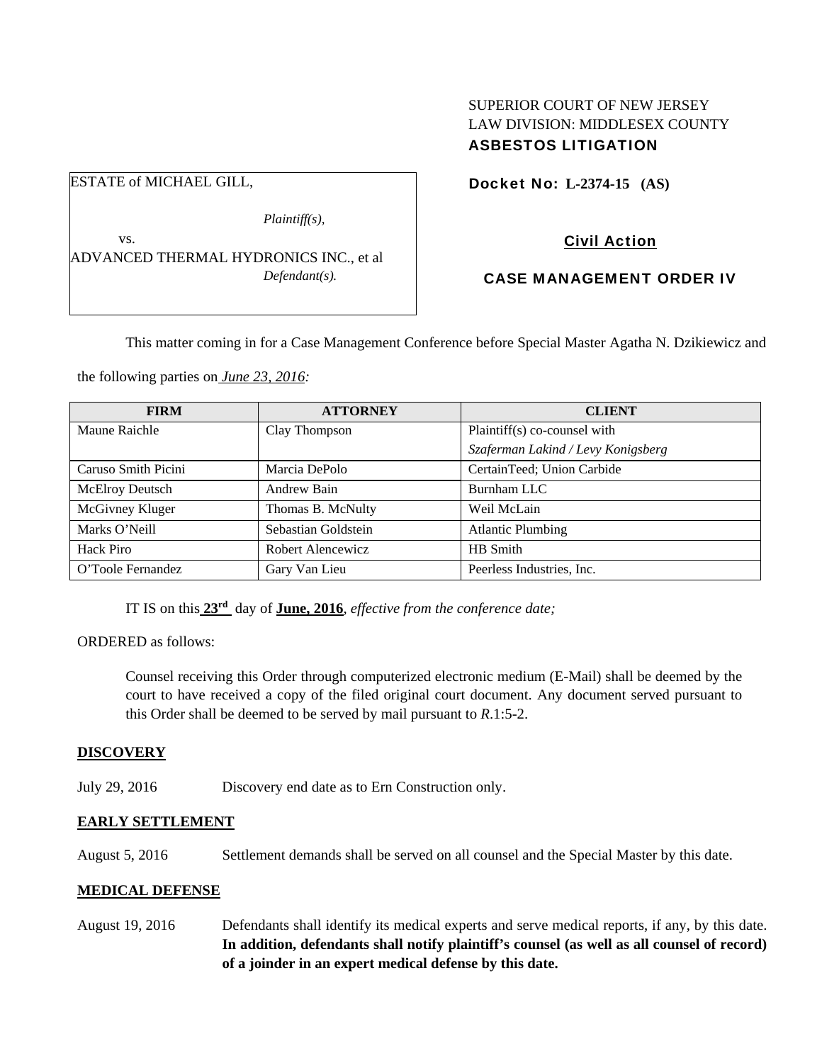SUPERIOR COURT OF NEW JERSEY
LAW DIVISION: MIDDLESEX COUNTY
**ASBESTOS LITIGATION**

ESTATE of MICHAEL GILL,

*Plaintiff(s),*

vs.

ADVANCED THERMAL HYDRONICS INC., et al

*Defendant(s).*

**Docket No: L-2374-15 (AS)**

**Civil Action**

**CASE MANAGEMENT ORDER IV**

This matter coming in for a Case Management Conference before Special Master Agatha N. Dzikiewicz and the following parties on *June 23, 2016:*

| FIRM | ATTORNEY | CLIENT |
|---|---|---|
| Maune Raichle | Clay Thompson | Plaintiff(s) co-counsel with *Szaferman Lakind / Levy Konigsberg* |
| Caruso Smith Picini | Marcia DePolo | CertainTeed; Union Carbide |
| McElroy Deutsch | Andrew Bain | Burnham LLC |
| McGivney Kluger | Thomas B. McNulty | Weil McLain |
| Marks O'Neill | Sebastian Goldstein | Atlantic Plumbing |
| Hack Piro | Robert Alencewicz | HB Smith |
| O'Toole Fernandez | Gary Van Lieu | Peerless Industries, Inc. |

IT IS on this **23rd** day of **June, 2016**, *effective from the conference date;*

ORDERED as follows:

Counsel receiving this Order through computerized electronic medium (E-Mail) shall be deemed by the court to have received a copy of the filed original court document. Any document served pursuant to this Order shall be deemed to be served by mail pursuant to *R*.1:5-2.

**DISCOVERY**

July 29, 2016 Discovery end date as to Ern Construction only.

**EARLY SETTLEMENT**

August 5, 2016 Settlement demands shall be served on all counsel and the Special Master by this date.

**MEDICAL DEFENSE**

August 19, 2016 Defendants shall identify its medical experts and serve medical reports, if any, by this date. **In addition, defendants shall notify plaintiff's counsel (as well as all counsel of record) of a joinder in an expert medical defense by this date.**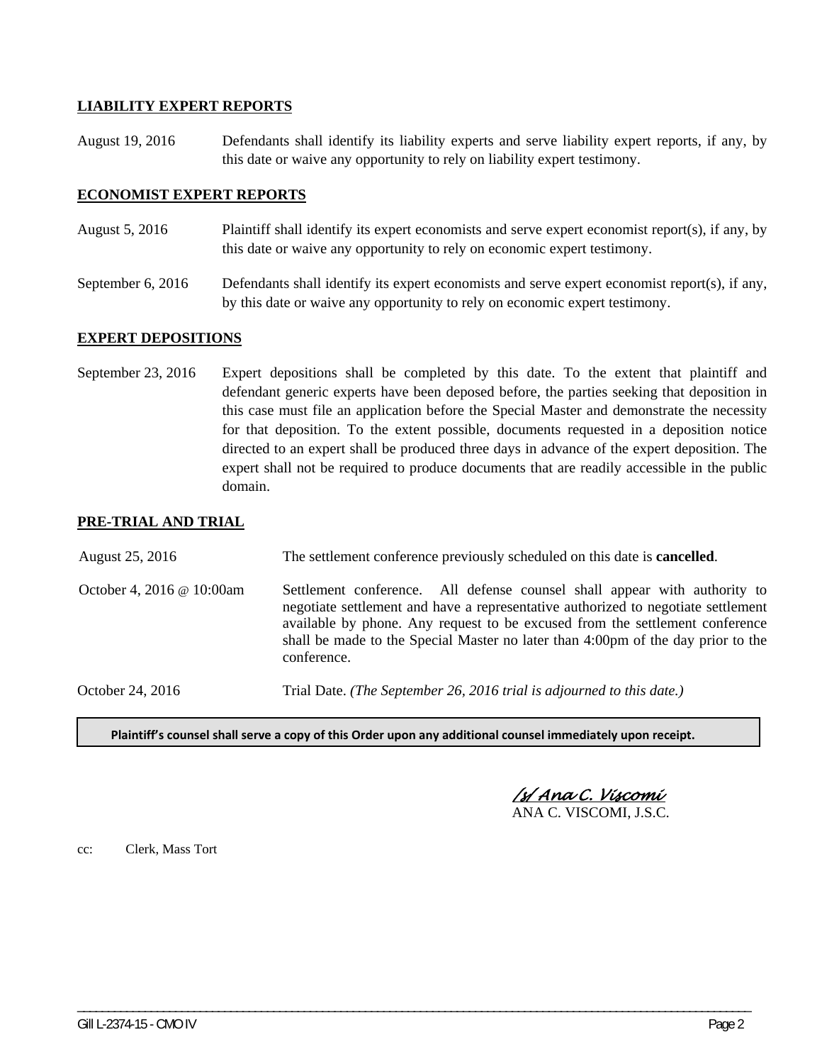**LIABILITY EXPERT REPORTS**

| | |
|---|---|
| August 19, 2016 | Defendants shall identify its liability experts and serve liability expert reports, if any, by this date or waive any opportunity to rely on liability expert testimony. |

**ECONOMIST EXPERT REPORTS**

| | |
|---|---|
| August 5, 2016 | Plaintiff shall identify its expert economists and serve expert economist report(s), if any, by this date or waive any opportunity to rely on economic expert testimony. |
| September 6, 2016 | Defendants shall identify its expert economists and serve expert economist report(s), if any, by this date or waive any opportunity to rely on economic expert testimony. |

**EXPERT DEPOSITIONS**

| | |
|---|---|
| September 23, 2016 | Expert depositions shall be completed by this date. To the extent that plaintiff and defendant generic experts have been deposed before, the parties seeking that deposition in this case must file an application before the Special Master and demonstrate the necessity for that deposition. To the extent possible, documents requested in a deposition notice directed to an expert shall be produced three days in advance of the expert deposition. The expert shall not be required to produce documents that are readily accessible in the public domain. |

**PRE-TRIAL AND TRIAL**

| | |
|---|---|
| August 25, 2016 | The settlement conference previously scheduled on this date is **cancelled**. |
| October 4, 2016 @ 10:00am | Settlement conference. All defense counsel shall appear with authority to negotiate settlement and have a representative authorized to negotiate settlement available by phone. Any request to be excused from the settlement conference shall be made to the Special Master no later than 4:00pm of the day prior to the conference. |
| October 24, 2016 | Trial Date. *(The September 26, 2016 trial is adjourned to this date.)* |

**Plaintiff's counsel shall serve a copy of this Order upon any additional counsel immediately upon receipt.**

*/s/ Ana C. Viscomi*
ANA C. VISCOMI, J.S.C.

cc: Clerk, Mass Tort